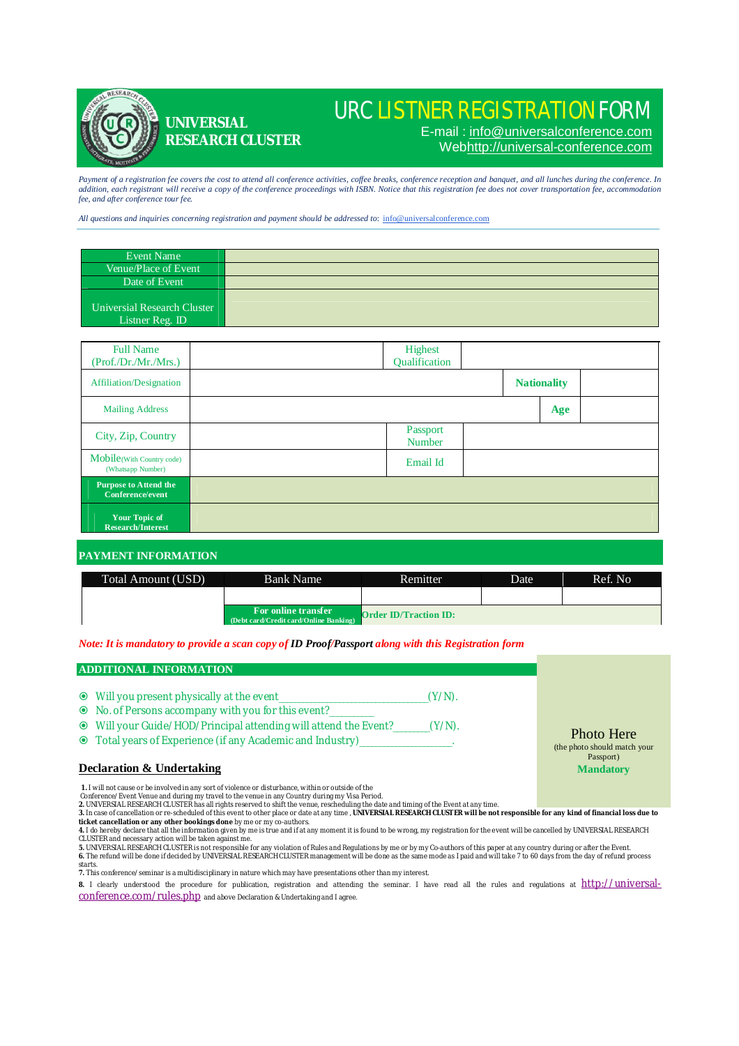**UNIVERSIAL RESEARCH CLUSTER**

# URC LISTNER REGISTRATION FORM

E-mail : info@universalconference.com
Webhttp://universal-conference.com

*Payment of a registration fee covers the cost to attend all conference activities, coffee breaks, conference reception and banquet, and all lunches during the conference. In addition, each registrant will receive a copy of the conference proceedings with ISBN. Notice that this registration fee does not cover transportation fee, accommodation fee, and after conference tour fee.*

*All questions and inquiries concerning registration and payment should be addressed to:* info@universalconference.com

| | |
|---|---|
| Event Name | |
| Venue/Place of Event | |
| Date of Event | |
| Universial Research Cluster Listner Reg. ID | |

| | | | | | |
|---|---|---|---|---|---|
| Full Name (Prof./Dr./Mr./Mrs.) | | Highest Qualification | | | |
| Affiliation/Designation | | | | **Nationality** | |
| Mailing Address | | | | **Age** | |
| City, Zip, Country | | Passport Number | | | |
| Mobile(With Country code) (Whatsapp Number) | | Email Id | | | |
| **Purpose to Attend the Conference/event** | | | | | |
| **Your Topic of Research/Interest** | | | | | |

## PAYMENT INFORMATION

| Total Amount (USD) | Bank Name | Remitter | Date | Ref. No |
|---|---|---|---|---|
| | | | | |
| | **For online transfer** (Debt card/Credit card/Online Banking) | **Order ID/Traction ID:** | | |

*Note: It is mandatory to provide a scan copy of **ID Proof/Passport** along with this Registration form*

## ADDITIONAL INFORMATION

- Will you present physically at the event____________________________(Y/N).
- No. of Persons accompany with you for this event?________
- Will your Guide/HOD/Principal attending will attend the Event?_______(Y/N).
- Total years of Experience (if any Academic and Industry)________________.

Photo Here
(the photo should match your Passport)
**Mandatory**

## Declaration & Undertaking

**1.** I will not cause or be involved in any sort of violence or disturbance, within or outside of the Conference/Event Venue and during my travel to the venue in any Country during my Visa Period.
**2.** UNIVERSIAL RESEARCH CLUSTER has all rights reserved to shift the venue, rescheduling the date and timing of the Event at any time.
**3.** In case of cancellation or re-scheduled of this event to other place or date at any time , **UNIVERSIAL RESEARCH CLUSTER will be not responsible for any kind of financial loss due to ticket cancellation or any other bookings done** by me or my co-authors.
**4.** I do hereby declare that all the information given by me is true and if at any moment it is found to be wrong, my registration for the event will be cancelled by UNIVERSIAL RESEARCH CLUSTER and necessary action will be taken against me.
**5.** UNIVERSIAL RESEARCH CLUSTER is not responsible for any violation of Rules and Regulations by me or by my Co-authors of this paper at any country during or after the Event.
**6.** The refund will be done if decided by UNIVERSIAL RESEARCH CLUSTER management will be done as the same mode as I paid and will take 7 to 60 days from the day of refund process starts.
**7.** This conference/seminar is a multidisciplinary in nature which may have presentations other than my interest.
**8.** I clearly understood the procedure for publication, registration and attending the seminar. I have read all the rules and regulations at http://universal-conference.com/rules.php and above Declaration & Undertaking and I agree.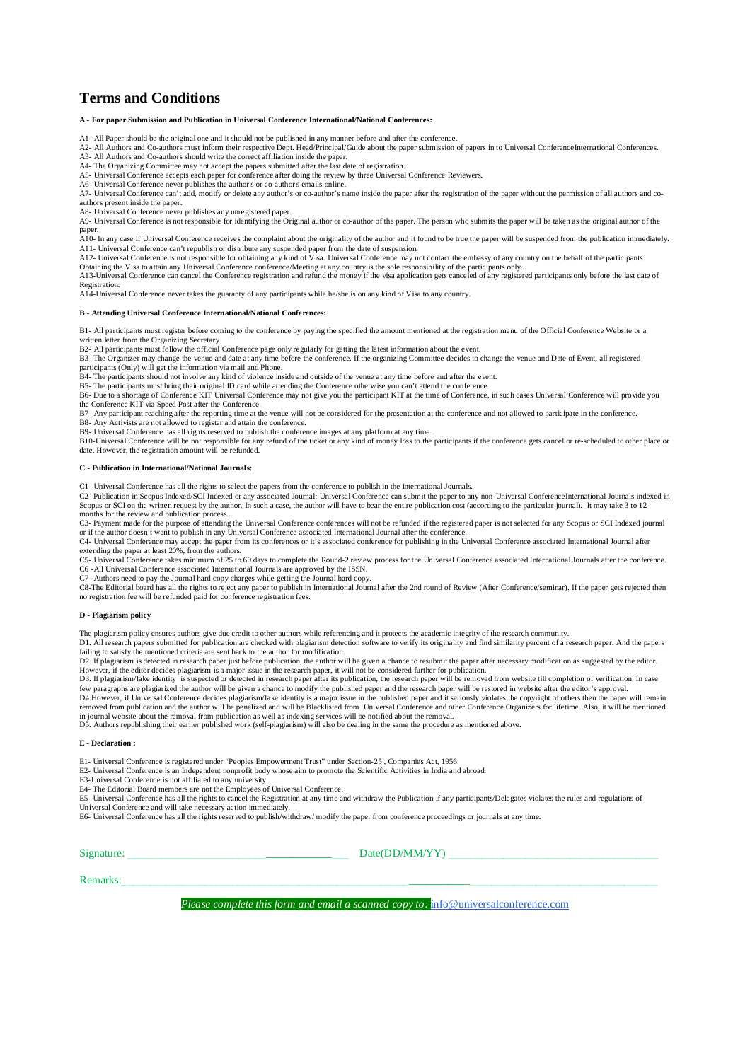# Terms and Conditions

**A - For paper Submission and Publication in Universal Conference International/National Conferences:**

A1- All Paper should be the original one and it should not be published in any manner before and after the conference.
A2- All Authors and Co-authors must inform their respective Dept. Head/Principal/Guide about the paper submission of papers in to Universal ConferenceInternational Conferences.
A3- All Authors and Co-authors should write the correct affiliation inside the paper.
A4- The Organizing Committee may not accept the papers submitted after the last date of registration.
A5- Universal Conference accepts each paper for conference after doing the review by three Universal Conference Reviewers.
A6- Universal Conference never publishes the author's or co-author's emails online.
A7- Universal Conference can't add, modify or delete any author's or co-author's name inside the paper after the registration of the paper without the permission of all authors and co-authors present inside the paper.
A8- Universal Conference never publishes any unregistered paper.
A9- Universal Conference is not responsible for identifying the Original author or co-author of the paper. The person who submits the paper will be taken as the original author of the paper.
A10- In any case if Universal Conference receives the complaint about the originality of the author and it found to be true the paper will be suspended from the publication immediately.
A11- Universal Conference can't republish or distribute any suspended paper from the date of suspension.
A12- Universal Conference is not responsible for obtaining any kind of Visa. Universal Conference may not contact the embassy of any country on the behalf of the participants. Obtaining the Visa to attain any Universal Conference conference/Meeting at any country is the sole responsibility of the participants only.
A13-Universal Conference can cancel the Conference registration and refund the money if the visa application gets canceled of any registered participants only before the last date of Registration.
A14-Universal Conference never takes the guaranty of any participants while he/she is on any kind of Visa to any country.

**B - Attending Universal Conference International/National Conferences:**

B1- All participants must register before coming to the conference by paying the specified the amount mentioned at the registration menu of the Official Conference Website or a written letter from the Organizing Secretary.
B2- All participants must follow the official Conference page only regularly for getting the latest information about the event.
B3- The Organizer may change the venue and date at any time before the conference. If the organizing Committee decides to change the venue and Date of Event, all registered participants (Only) will get the information via mail and Phone.
B4- The participants should not involve any kind of violence inside and outside of the venue at any time before and after the event.
B5- The participants must bring their original ID card while attending the Conference otherwise you can't attend the conference.
B6- Due to a shortage of Conference KIT Universal Conference may not give you the participant KIT at the time of Conference, in such cases Universal Conference will provide you the Conference KIT via Speed Post after the Conference.
B7- Any participant reaching after the reporting time at the venue will not be considered for the presentation at the conference and not allowed to participate in the conference.
B8- Any Activists are not allowed to register and attain the conference.
B9- Universal Conference has all rights reserved to publish the conference images at any platform at any time.
B10-Universal Conference will be not responsible for any refund of the ticket or any kind of money loss to the participants if the conference gets cancel or re-scheduled to other place or date. However, the registration amount will be refunded.

**C - Publication in International/National Journals:**

C1- Universal Conference has all the rights to select the papers from the conference to publish in the international Journals.
C2- Publication in Scopus Indexed/SCI Indexed or any associated Journal: Universal Conference can submit the paper to any non-Universal ConferenceInternational Journals indexed in Scopus or SCI on the written request by the author. In such a case, the author will have to bear the entire publication cost (according to the particular journal). It may take 3 to 12 months for the review and publication process.
C3- Payment made for the purpose of attending the Universal Conference conferences will not be refunded if the registered paper is not selected for any Scopus or SCI Indexed journal or if the author doesn't want to publish in any Universal Conference associated International Journal after the conference.
C4- Universal Conference may accept the paper from its conferences or it's associated conference for publishing in the Universal Conference associated International Journal after extending the paper at least 20%, from the authors.
C5- Universal Conference takes minimum of 25 to 60 days to complete the Round-2 review process for the Universal Conference associated International Journals after the conference.
C6 -All Universal Conference associated International Journals are approved by the ISSN.
C7- Authors need to pay the Journal hard copy charges while getting the Journal hard copy.
C8-The Editorial board has all the rights to reject any paper to publish in International Journal after the 2nd round of Review (After Conference/seminar). If the paper gets rejected then no registration fee will be refunded paid for conference registration fees.

**D - Plagiarism policy**

The plagiarism policy ensures authors give due credit to other authors while referencing and it protects the academic integrity of the research community.
D1. All research papers submitted for publication are checked with plagiarism detection software to verify its originality and find similarity percent of a research paper. And the papers failing to satisfy the mentioned criteria are sent back to the author for modification.
D2. If plagiarism is detected in research paper just before publication, the author will be given a chance to resubmit the paper after necessary modification as suggested by the editor. However, if the editor decides plagiarism is a major issue in the research paper, it will not be considered further for publication.
D3. If plagiarism/fake identity is suspected or detected in research paper after its publication, the research paper will be removed from website till completion of verification. In case few paragraphs are plagiarized the author will be given a chance to modify the published paper and the research paper will be restored in website after the editor's approval.
D4.However, if Universal Conference decides plagiarism/fake identity is a major issue in the published paper and it seriously violates the copyright of others then the paper will remain removed from publication and the author will be penalized and will be Blacklisted from Universal Conference and other Conference Organizers for lifetime. Also, it will be mentioned in journal website about the removal from publication as well as indexing services will be notified about the removal.
D5. Authors republishing their earlier published work (self-plagiarism) will also be dealing in the same the procedure as mentioned above.

**E - Declaration :**

E1- Universal Conference is registered under "Peoples Empowerment Trust" under Section-25 , Companies Act, 1956.
E2- Universal Conference is an Independent nonprofit body whose aim to promote the Scientific Activities in India and abroad.
E3-Universal Conference is not affiliated to any university.
E4- The Editorial Board members are not the Employees of Universal Conference.
E5- Universal Conference has all the rights to cancel the Registration at any time and withdraw the Publication if any participants/Delegates violates the rules and regulations of Universal Conference and will take necessary action immediately.
E6- Universal Conference has all the rights reserved to publish/withdraw/ modify the paper from conference proceedings or journals at any time.

Signature: ______________________________________ Date(DD/MM/YY) ______________________________________

Remarks:_____________________________________________________________________________________________

*Please complete this form and email a scanned copy to:* info@universalconference.com